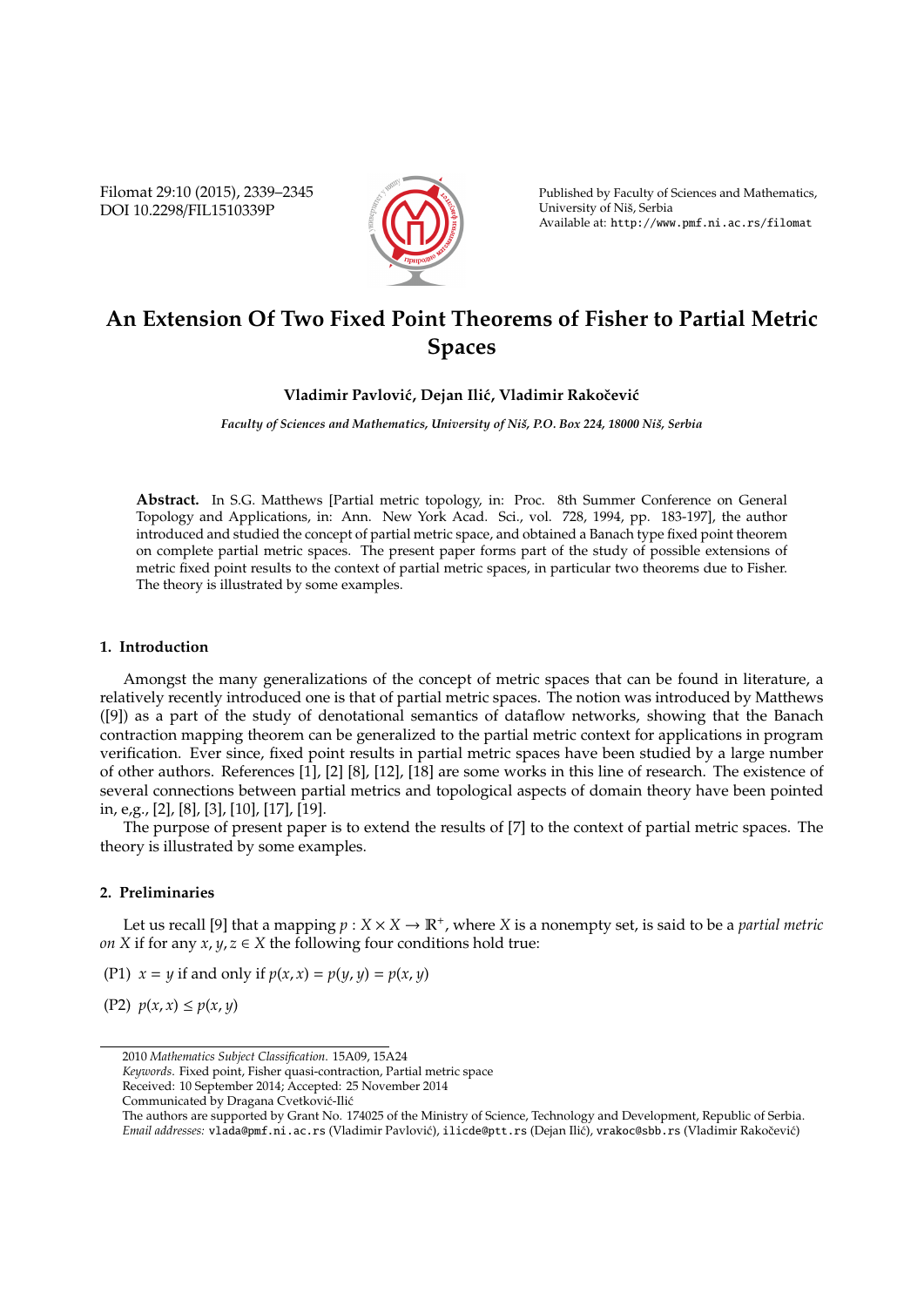# An Extension Of Two Fixed Point Theorems of Fisher to Partial Metric Spaces

**Vladimir Pavlović, Dejan Ilić, Vladimir Rakočević**

*Faculty of Sciences and Mathematics, University of Niš, P.O. Box 224, 18000 Niš, Serbia*

**Abstract.** In S.G. Matthews [Partial metric topology, in: Proc. 8th Summer Conference on General Topology and Applications, in: Ann. New York Acad. Sci., vol. 728, 1994, pp. 183-197], the author introduced and studied the concept of partial metric space, and obtained a Banach type fixed point theorem on complete partial metric spaces. The present paper forms part of the study of possible extensions of metric fixed point results to the context of partial metric spaces, in particular two theorems due to Fisher. The theory is illustrated by some examples.

## 1. Introduction

Amongst the many generalizations of the concept of metric spaces that can be found in literature, a relatively recently introduced one is that of partial metric spaces. The notion was introduced by Matthews ([9]) as a part of the study of denotational semantics of dataflow networks, showing that the Banach contraction mapping theorem can be generalized to the partial metric context for applications in program verification. Ever since, fixed point results in partial metric spaces have been studied by a large number of other authors. References [1], [2] [8], [12], [18] are some works in this line of research. The existence of several connections between partial metrics and topological aspects of domain theory have been pointed in, e,g., [2], [8], [3], [10], [17], [19].

The purpose of present paper is to extend the results of [7] to the context of partial metric spaces. The theory is illustrated by some examples.

## 2. Preliminaries

Let us recall [9] that a mapping $p : X \times X \to \mathbb{R}^+$, where $X$ is a nonempty set, is said to be a *partial metric on* $X$ if for any $x, y, z \in X$ the following four conditions hold true:

(P1) $x = y$ if and only if $p(x, x) = p(y, y) = p(x, y)$

(P2) $p(x, x) \leq p(x, y)$

---

2010 *Mathematics Subject Classification*. 15A09, 15A24

*Keywords*. Fixed point, Fisher quasi-contraction, Partial metric space

Received: 10 September 2014; Accepted: 25 November 2014

Communicated by Dragana Cvetković-Ilić

The authors are supported by Grant No. 174025 of the Ministry of Science, Technology and Development, Republic of Serbia.

*Email addresses:* vlada@pmf.ni.ac.rs (Vladimir Pavlović), ilicde@ptt.rs (Dejan Ilić), vrakoc@sbb.rs (Vladimir Rakočević)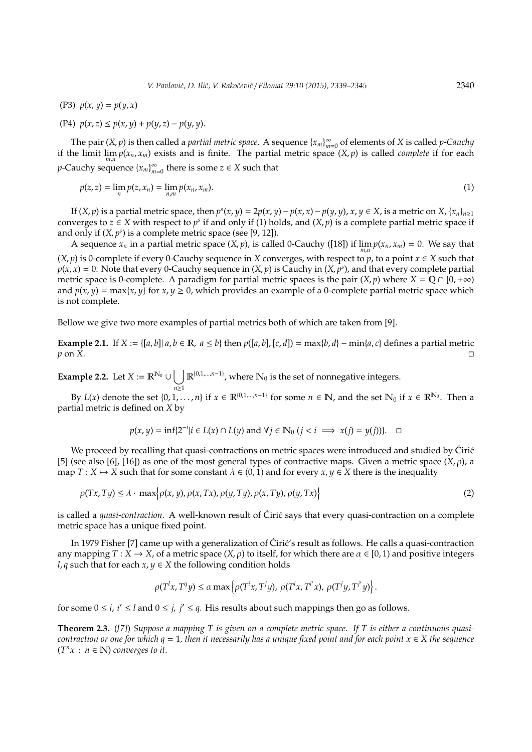(P3) $p(x, y) = p(y, x)$

(P4) $p(x, z) \leq p(x, y) + p(y, z) - p(y, y)$.

The pair $(X, p)$ is then called a *partial metric space*. A sequence $\{x_m\}_{m=0}^{\infty}$ of elements of $X$ is called *p-Cauchy* if the limit $\lim_{m,n} p(x_n, x_m)$ exists and is finite. The partial metric space $(X, p)$ is called *complete* if for each $p$-Cauchy sequence $\{x_m\}_{m=0}^{\infty}$ there is some $z \in X$ such that

$$p(z, z) = \lim_n p(z, x_n) = \lim_{n,m} p(x_n, x_m). \tag{1}$$

If $(X, p)$ is a partial metric space, then $p^s(x, y) = 2p(x, y) - p(x, x) - p(y, y)$, $x, y \in X$, is a metric on $X$, $\{x_n\}_{n\geq 1}$ converges to $z \in X$ with respect to $p^s$ if and only if (1) holds, and $(X, p)$ is a complete partial metric space if and only if $(X, p^s)$ is a complete metric space (see [9, 12]).

A sequence $x_n$ in a partial metric space $(X, p)$, is called 0-Cauchy ([18]) if $\lim_{m,n} p(x_n, x_m) = 0$. We say that $(X, p)$ is 0-complete if every 0-Cauchy sequence in $X$ converges, with respect to $p$, to a point $x \in X$ such that $p(x, x) = 0$. Note that every 0-Cauchy sequence in $(X, p)$ is Cauchy in $(X, p^s)$, and that every complete partial metric space is 0-complete. A paradigm for partial metric spaces is the pair $(X, p)$ where $X = \mathbb{Q} \cap [0, +\infty)$ and $p(x, y) = \max\{x, y\}$ for $x, y \geq 0$, which provides an example of a 0-complete partial metric space which is not complete.

Bellow we give two more examples of partial metrics both of which are taken from [9].

**Example 2.1.** If $X := \{[a, b] | \, a, b \in \mathbb{R}, \, a \leq b\}$ then $p([a, b], [c, d]) = \max\{b, d\} - \min\{a, c\}$ defines a partial metric $p$ on $X$. □

**Example 2.2.** Let $X := \mathbb{R}^{\mathbb{N}_0} \cup \bigcup_{n\geq 1} \mathbb{R}^{\{0,1,\ldots,n-1\}}$, where $\mathbb{N}_0$ is the set of nonnegative integers.

By $L(x)$ denote the set $\{0, 1, \ldots, n\}$ if $x \in \mathbb{R}^{\{0,1,\ldots,n-1\}}$ for some $n \in \mathbb{N}$, and the set $\mathbb{N}_0$ if $x \in \mathbb{R}^{\mathbb{N}_0}$. Then a partial metric is defined on $X$ by

$$p(x, y) = \inf\{2^{-i} | i \in L(x) \cap L(y) \text{ and } \forall j \in \mathbb{N}_0 \ (j < i \implies x(j) = y(j))\}. \quad \square$$

We proceed by recalling that quasi-contractions on metric spaces were introduced and studied by Ćirić [5] (see also [6], [16]) as one of the most general types of contractive maps. Given a metric space $(X, \rho)$, a map $T : X \mapsto X$ such that for some constant $\lambda \in (0, 1)$ and for every $x, y \in X$ there is the inequality

$$\rho(Tx, Ty) \leq \lambda \cdot \max\Big\{\rho(x, y), \rho(x, Tx), \rho(y, Ty), \rho(x, Ty), \rho(y, Tx)\Big\} \tag{2}$$

is called a *quasi-contraction*. A well-known result of Ćirić says that every quasi-contraction on a complete metric space has a unique fixed point.

In 1979 Fisher [7] came up with a generalization of Ćirić's result as follows. He calls a quasi-contraction any mapping $T : X \to X$, of a metric space $(X, \rho)$ to itself, for which there are $\alpha \in [0, 1)$ and positive integers $l, q$ such that for each $x, y \in X$ the following condition holds

$$\rho(T^l x, T^q y) \leq \alpha \max\left\{\rho(T^i x, T^j y), \ \rho(T^i x, T^{i'} x), \ \rho(T^j y, T^{j'} y)\right\}.$$

for some $0 \leq i, \, i' \leq l$ and $0 \leq j, \, j' \leq q$. His results about such mappings then go as follows.

**Theorem 2.3.** *([7]) Suppose a mapping $T$ is given on a complete metric space. If $T$ is either a continuous quasi-contraction or one for which $q = 1$, then it necessarily has a unique fixed point and for each point $x \in X$ the sequence $(T^n x \, : \, n \in \mathbb{N})$ converges to it.*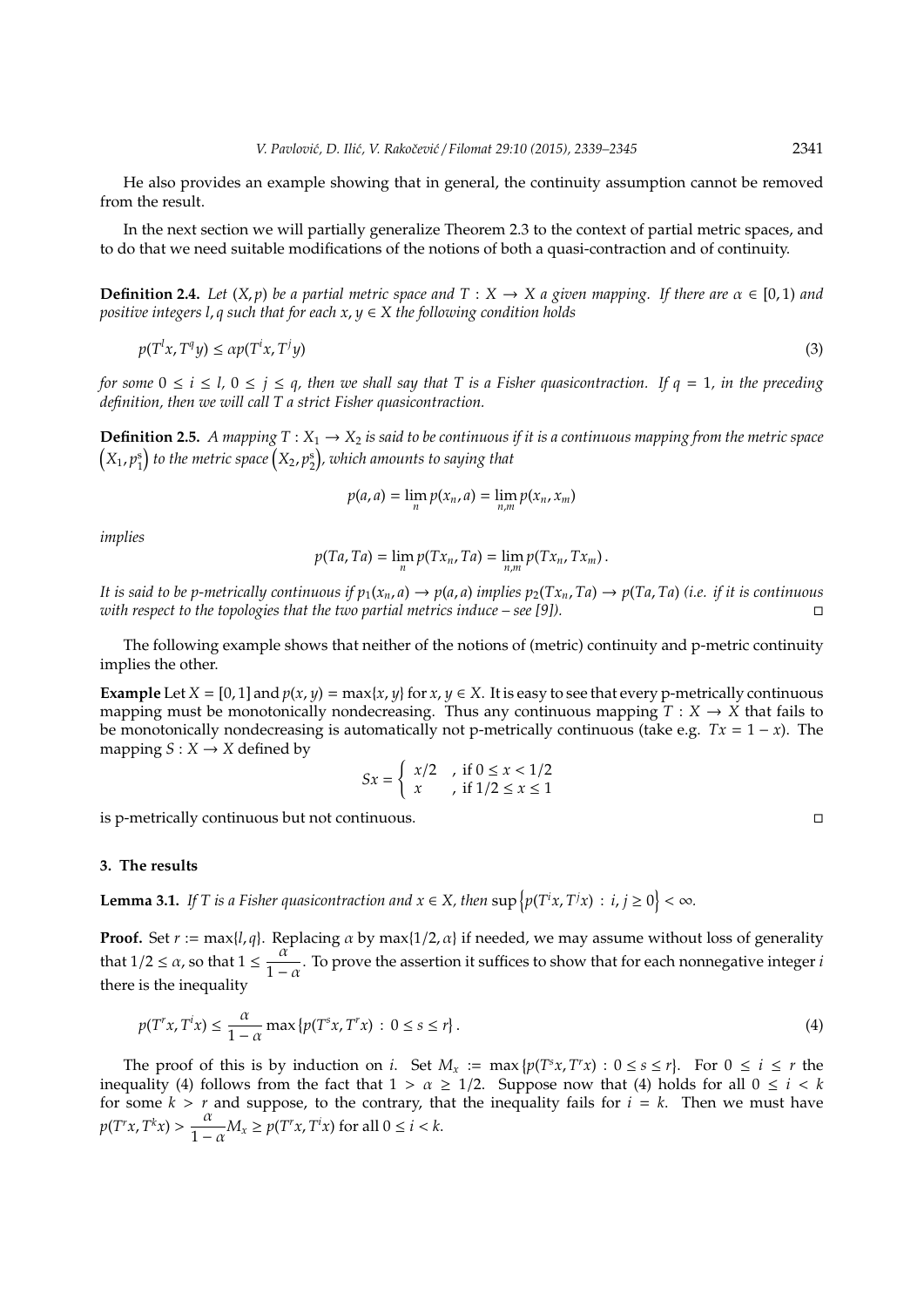He also provides an example showing that in general, the continuity assumption cannot be removed from the result.

In the next section we will partially generalize Theorem 2.3 to the context of partial metric spaces, and to do that we need suitable modifications of the notions of both a quasi-contraction and of continuity.

**Definition 2.4.** *Let $(X, p)$ be a partial metric space and $T : X \to X$ a given mapping. If there are $\alpha \in [0, 1)$ and positive integers $l, q$ such that for each $x, y \in X$ the following condition holds*

$$p(T^l x, T^q y) \le \alpha p(T^i x, T^j y) \tag{3}$$

*for some $0 \le i \le l$, $0 \le j \le q$, then we shall say that $T$ is a Fisher quasicontraction. If $q = 1$, in the preceding definition, then we will call $T$ a strict Fisher quasicontraction.*

**Definition 2.5.** *A mapping $T : X_1 \to X_2$ is said to be continuous if it is a continuous mapping from the metric space $\left(X_1, p_1^s\right)$ to the metric space $\left(X_2, p_2^s\right)$, which amounts to saying that*

$$p(a, a) = \lim_n p(x_n, a) = \lim_{n,m} p(x_n, x_m)$$

*implies*

$$p(Ta, Ta) = \lim_n p(Tx_n, Ta) = \lim_{n,m} p(Tx_n, Tx_m).$$

*It is said to be p-metrically continuous if $p_1(x_n, a) \to p(a, a)$ implies $p_2(Tx_n, Ta) \to p(Ta, Ta)$ (i.e. if it is continuous with respect to the topologies that the two partial metrics induce – see [9]).* □

The following example shows that neither of the notions of (metric) continuity and p-metric continuity implies the other.

**Example** Let $X = [0, 1]$ and $p(x, y) = \max\{x, y\}$ for $x, y \in X$. It is easy to see that every p-metrically continuous mapping must be monotonically nondecreasing. Thus any continuous mapping $T : X \to X$ that fails to be monotonically nondecreasing is automatically not p-metrically continuous (take e.g. $Tx = 1 - x$). The mapping $S : X \to X$ defined by

$$Sx = \begin{cases} x/2 & , \text{ if } 0 \le x < 1/2 \\ x & , \text{ if } 1/2 \le x \le 1 \end{cases}$$

is p-metrically continuous but not continuous. □

### 3. The results

**Lemma 3.1.** *If $T$ is a Fisher quasicontraction and $x \in X$, then $\sup\left\{p(T^i x, T^j x) : i, j \ge 0\right\} < \infty$.*

**Proof.** Set $r := \max\{l, q\}$. Replacing $\alpha$ by $\max\{1/2, \alpha\}$ if needed, we may assume without loss of generality that $1/2 \le \alpha$, so that $1 \le \dfrac{\alpha}{1-\alpha}$. To prove the assertion it suffices to show that for each nonnegative integer $i$ there is the inequality

$$p(T^r x, T^i x) \le \frac{\alpha}{1-\alpha} \max\{p(T^s x, T^r x) : 0 \le s \le r\}. \tag{4}$$

The proof of this is by induction on $i$. Set $M_x := \max\{p(T^s x, T^r x) : 0 \le s \le r\}$. For $0 \le i \le r$ the inequality (4) follows from the fact that $1 > \alpha \ge 1/2$. Suppose now that (4) holds for all $0 \le i < k$ for some $k > r$ and suppose, to the contrary, that the inequality fails for $i = k$. Then we must have $p(T^r x, T^k x) > \dfrac{\alpha}{1-\alpha} M_x \ge p(T^r x, T^i x)$ for all $0 \le i < k$.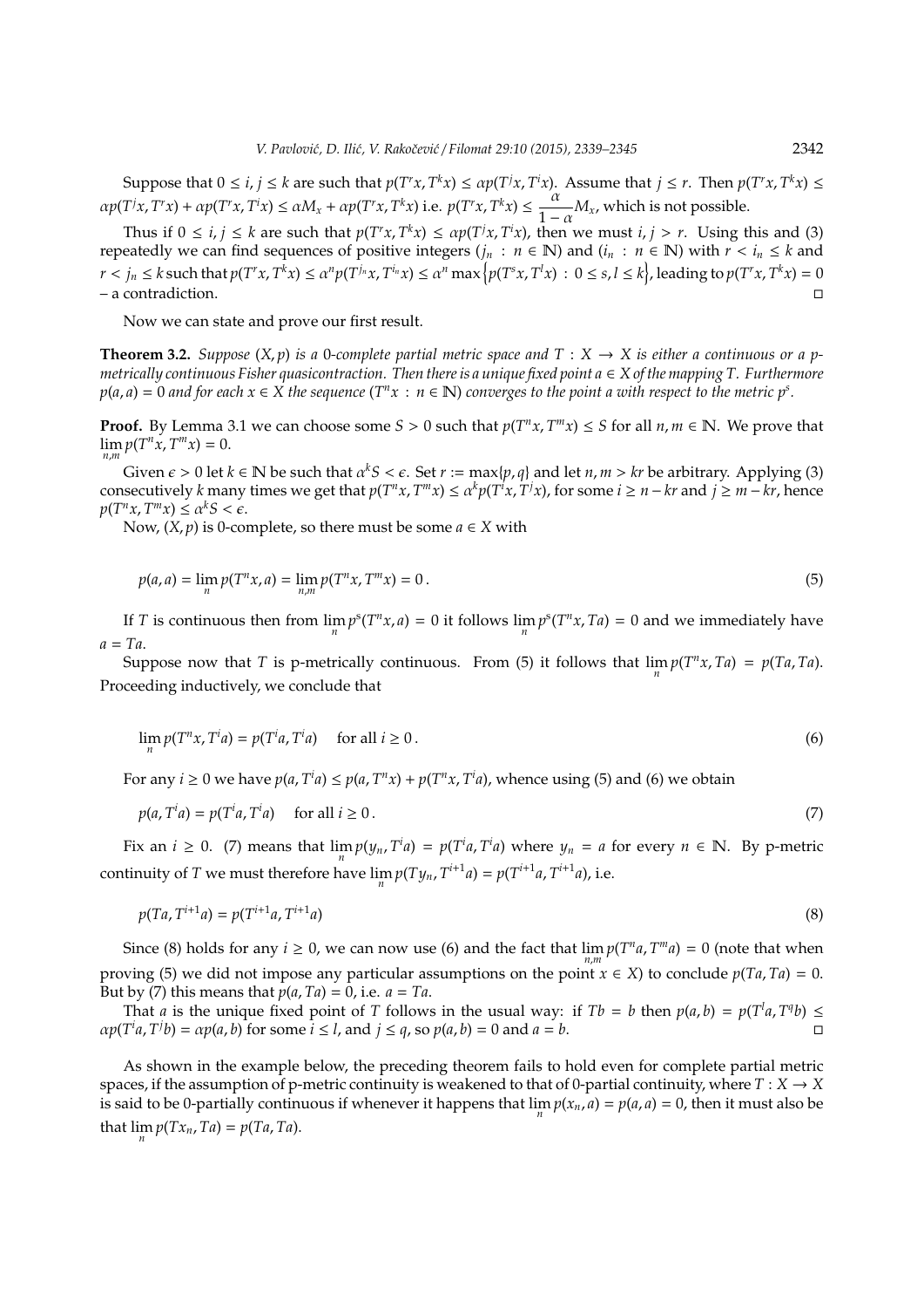Suppose that $0 \le i, j \le k$ are such that $p(T^r x, T^k x) \le \alpha p(T^j x, T^i x)$. Assume that $j \le r$. Then $p(T^r x, T^k x) \le \alpha p(T^j x, T^r x) + \alpha p(T^r x, T^i x) \le \alpha M_x + \alpha p(T^r x, T^k x)$ i.e. $p(T^r x, T^k x) \le \dfrac{\alpha}{1-\alpha} M_x$, which is not possible.

Thus if $0 \le i, j \le k$ are such that $p(T^r x, T^k x) \le \alpha p(T^j x, T^i x)$, then we must $i, j > r$. Using this and (3) repeatedly we can find sequences of positive integers $(j_n : n \in \mathbb{N})$ and $(i_n : n \in \mathbb{N})$ with $r < i_n \le k$ and $r < j_n \le k$ such that $p(T^r x, T^k x) \le \alpha^n p(T^{j_n} x, T^{i_n} x) \le \alpha^n \max\left\{p(T^s x, T^l x) : 0 \le s, l \le k\right\}$, leading to $p(T^r x, T^k x) = 0$ – a contradiction. □

Now we can state and prove our first result.

**Theorem 3.2.** *Suppose $(X, p)$ is a 0-complete partial metric space and $T : X \to X$ is either a continuous or a p-metrically continuous Fisher quasicontraction. Then there is a unique fixed point $a \in X$ of the mapping $T$. Furthermore $p(a, a) = 0$ and for each $x \in X$ the sequence $(T^n x : n \in \mathbb{N})$ converges to the point $a$ with respect to the metric $p^s$.*

*Proof.* By Lemma 3.1 we can choose some $S > 0$ such that $p(T^n x, T^m x) \le S$ for all $n, m \in \mathbb{N}$. We prove that $\lim_{n,m} p(T^n x, T^m x) = 0$.

Given $\epsilon > 0$ let $k \in \mathbb{N}$ be such that $\alpha^k S < \epsilon$. Set $r := \max\{p, q\}$ and let $n, m > kr$ be arbitrary. Applying (3) consecutively $k$ many times we get that $p(T^n x, T^m x) \le \alpha^k p(T^i x, T^j x)$, for some $i \ge n - kr$ and $j \ge m - kr$, hence $p(T^n x, T^m x) \le \alpha^k S < \epsilon$.

Now, $(X, p)$ is 0-complete, so there must be some $a \in X$ with

$$p(a, a) = \lim_n p(T^n x, a) = \lim_{n,m} p(T^n x, T^m x) = 0\,. \tag{5}$$

If $T$ is continuous then from $\lim_n p^s(T^n x, a) = 0$ it follows $\lim_n p^s(T^n x, Ta) = 0$ and we immediately have $a = Ta$.

Suppose now that $T$ is p-metrically continuous. From (5) it follows that $\lim_n p(T^n x, Ta) = p(Ta, Ta)$. Proceeding inductively, we conclude that

$$\lim_n p(T^n x, T^i a) = p(T^i a, T^i a) \quad \text{for all } i \ge 0\,. \tag{6}$$

For any $i \ge 0$ we have $p(a, T^i a) \le p(a, T^n x) + p(T^n x, T^i a)$, whence using (5) and (6) we obtain

$$p(a, T^i a) = p(T^i a, T^i a) \quad \text{for all } i \ge 0\,. \tag{7}$$

Fix an $i \ge 0$. (7) means that $\lim_n p(y_n, T^i a) = p(T^i a, T^i a)$ where $y_n = a$ for every $n \in \mathbb{N}$. By p-metric continuity of $T$ we must therefore have $\lim_n p(Ty_n, T^{i+1} a) = p(T^{i+1} a, T^{i+1} a)$, i.e.

$$p(Ta, T^{i+1} a) = p(T^{i+1} a, T^{i+1} a) \tag{8}$$

Since (8) holds for any $i \ge 0$, we can now use (6) and the fact that $\lim_{n,m} p(T^n a, T^m a) = 0$ (note that when proving (5) we did not impose any particular assumptions on the point $x \in X$) to conclude $p(Ta, Ta) = 0$. But by (7) this means that $p(a, Ta) = 0$, i.e. $a = Ta$.

That $a$ is the unique fixed point of $T$ follows in the usual way: if $Tb = b$ then $p(a, b) = p(T^l a, T^q b) \le \alpha p(T^i a, T^j b) = \alpha p(a, b)$ for some $i \le l$, and $j \le q$, so $p(a, b) = 0$ and $a = b$. □

As shown in the example below, the preceding theorem fails to hold even for complete partial metric spaces, if the assumption of p-metric continuity is weakened to that of 0-partial continuity, where $T : X \to X$ is said to be 0-partially continuous if whenever it happens that $\lim_n p(x_n, a) = p(a, a) = 0$, then it must also be that $\lim_n p(Tx_n, Ta) = p(Ta, Ta)$.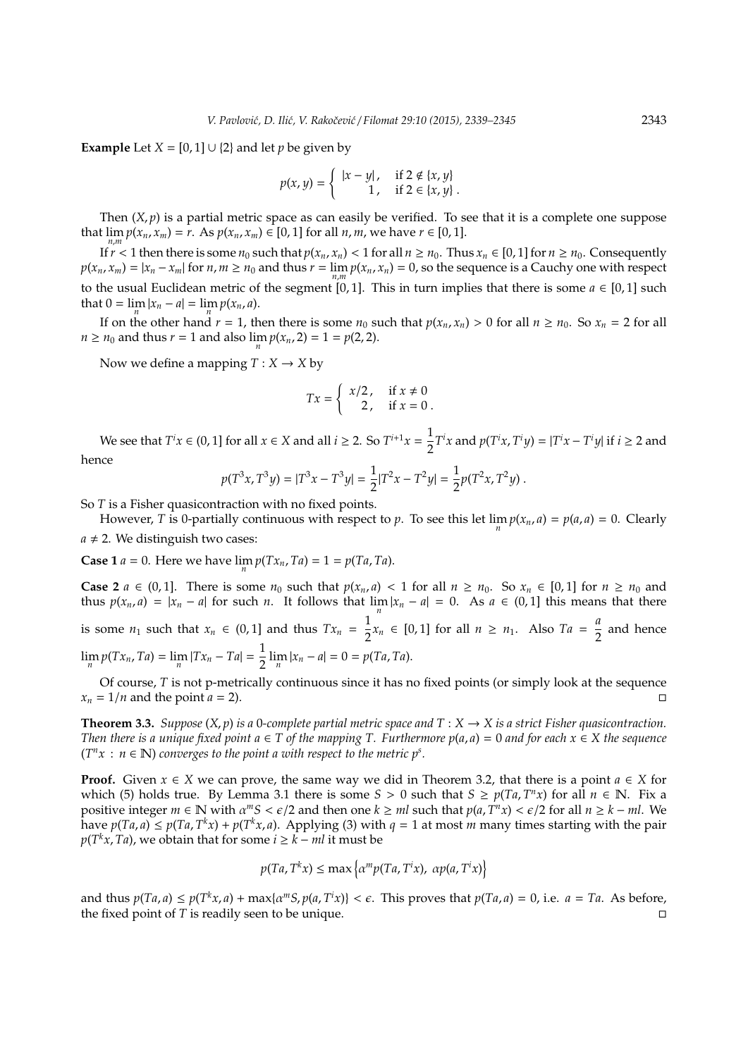**Example** Let $X = [0, 1] \cup \{2\}$ and let $p$ be given by

$$p(x, y) = \begin{cases} |x - y|, & \text{if } 2 \notin \{x, y\} \\ 1, & \text{if } 2 \in \{x, y\}. \end{cases}$$

Then $(X, p)$ is a partial metric space as can easily be verified. To see that it is a complete one suppose that $\lim_{n,m} p(x_n, x_m) = r$. As $p(x_n, x_m) \in [0, 1]$ for all $n, m$, we have $r \in [0, 1]$.

If $r < 1$ then there is some $n_0$ such that $p(x_n, x_n) < 1$ for all $n \geq n_0$. Thus $x_n \in [0, 1]$ for $n \geq n_0$. Consequently $p(x_n, x_m) = |x_n - x_m|$ for $n, m \geq n_0$ and thus $r = \lim_{n,m} p(x_n, x_n) = 0$, so the sequence is a Cauchy one with respect to the usual Euclidean metric of the segment $[0, 1]$. This in turn implies that there is some $a \in [0, 1]$ such that $0 = \lim_n |x_n - a| = \lim_n p(x_n, a)$.

If on the other hand $r = 1$, then there is some $n_0$ such that $p(x_n, x_n) > 0$ for all $n \geq n_0$. So $x_n = 2$ for all $n \geq n_0$ and thus $r = 1$ and also $\lim_n p(x_n, 2) = 1 = p(2, 2)$.

Now we define a mapping $T : X \to X$ by

$$Tx = \begin{cases} x/2, & \text{if } x \neq 0 \\ 2, & \text{if } x = 0. \end{cases}$$

We see that $T^i x \in (0, 1]$ for all $x \in X$ and all $i \geq 2$. So $T^{i+1}x = \frac{1}{2}T^i x$ and $p(T^i x, T^i y) = |T^i x - T^i y|$ if $i \geq 2$ and hence

$$p(T^3 x, T^3 y) = |T^3 x - T^3 y| = \frac{1}{2}|T^2 x - T^2 y| = \frac{1}{2}p(T^2 x, T^2 y).$$

So $T$ is a Fisher quasicontraction with no fixed points.

However, $T$ is 0-partially continuous with respect to $p$. To see this let $\lim_n p(x_n, a) = p(a, a) = 0$. Clearly $a \neq 2$. We distinguish two cases:

**Case 1** $a = 0$. Here we have $\lim_n p(Tx_n, Ta) = 1 = p(Ta, Ta)$.

**Case 2** $a \in (0, 1]$. There is some $n_0$ such that $p(x_n, a) < 1$ for all $n \geq n_0$. So $x_n \in [0, 1]$ for $n \geq n_0$ and thus $p(x_n, a) = |x_n - a|$ for such $n$. It follows that $\lim_n |x_n - a| = 0$. As $a \in (0, 1]$ this means that there is some $n_1$ such that $x_n \in (0, 1]$ and thus $Tx_n = \frac{1}{2}x_n \in [0, 1]$ for all $n \geq n_1$. Also $Ta = \frac{a}{2}$ and hence $\lim_n p(Tx_n, Ta) = \lim_n |Tx_n - Ta| = \frac{1}{2}\lim_n |x_n - a| = 0 = p(Ta, Ta)$.

Of course, $T$ is not p-metrically continuous since it has no fixed points (or simply look at the sequence $x_n = 1/n$ and the point $a = 2$). $\square$

**Theorem 3.3.** *Suppose $(X, p)$ is a 0-complete partial metric space and $T : X \to X$ is a strict Fisher quasicontraction. Then there is a unique fixed point $a \in T$ of the mapping $T$. Furthermore $p(a, a) = 0$ and for each $x \in X$ the sequence $(T^n x : n \in \mathbb{N})$ converges to the point $a$ with respect to the metric $p^s$.*

**Proof.** Given $x \in X$ we can prove, the same way we did in Theorem 3.2, that there is a point $a \in X$ for which (5) holds true. By Lemma 3.1 there is some $S > 0$ such that $S \geq p(Ta, T^n x)$ for all $n \in \mathbb{N}$. Fix a positive integer $m \in \mathbb{N}$ with $\alpha^m S < \epsilon/2$ and then one $k \geq ml$ such that $p(a, T^n x) < \epsilon/2$ for all $n \geq k - ml$. We have $p(Ta, a) \leq p(Ta, T^k x) + p(T^k x, a)$. Applying (3) with $q = 1$ at most $m$ many times starting with the pair $p(T^k x, Ta)$, we obtain that for some $i \geq k - ml$ it must be

$$p(Ta, T^k x) \leq \max\left\{\alpha^m p(Ta, T^i x),\ \alpha p(a, T^i x)\right\}$$

and thus $p(Ta, a) \leq p(T^k x, a) + \max\{\alpha^m S, p(a, T^i x)\} < \epsilon$. This proves that $p(Ta, a) = 0$, i.e. $a = Ta$. As before, the fixed point of $T$ is readily seen to be unique. $\square$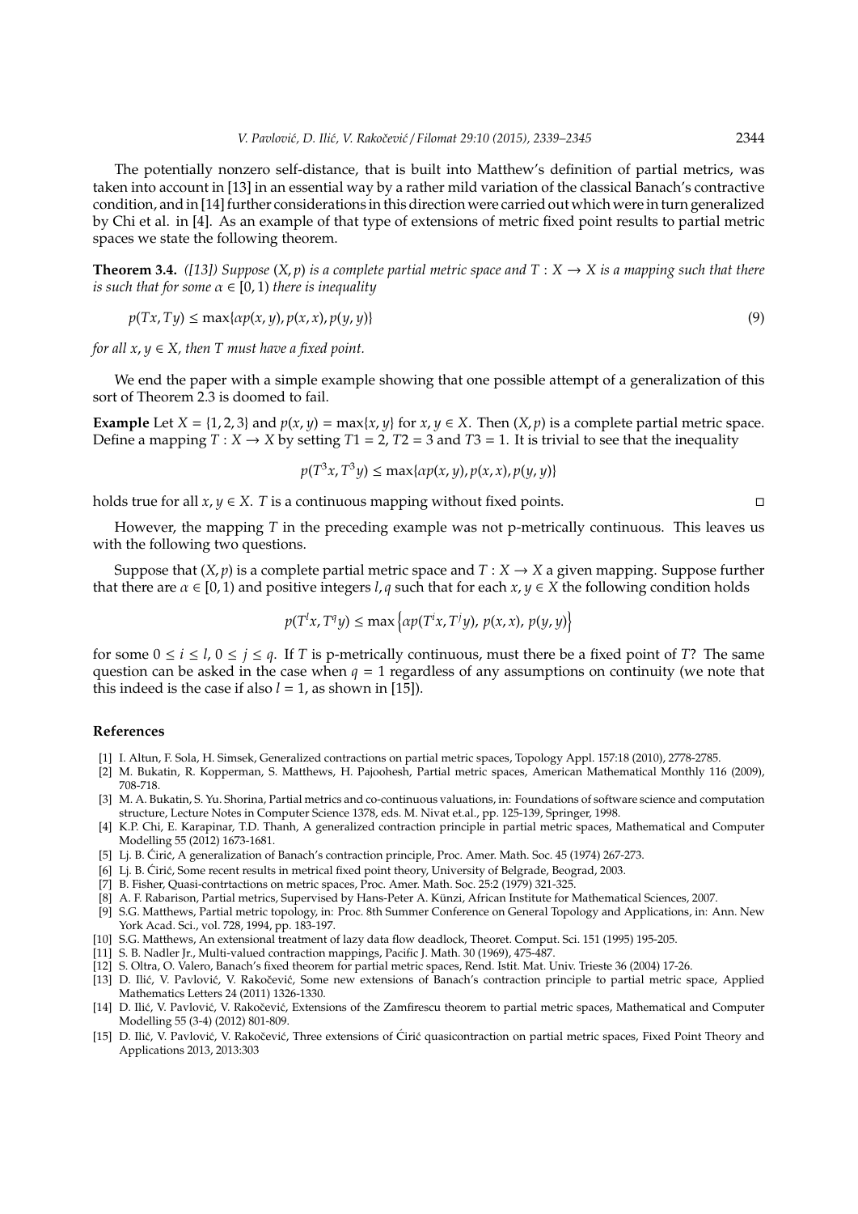The potentially nonzero self-distance, that is built into Matthew's definition of partial metrics, was taken into account in [13] in an essential way by a rather mild variation of the classical Banach's contractive condition, and in [14] further considerations in this direction were carried out which were in turn generalized by Chi et al. in [4]. As an example of that type of extensions of metric fixed point results to partial metric spaces we state the following theorem.

**Theorem 3.4.** *([13]) Suppose $(X, p)$ is a complete partial metric space and $T : X \to X$ is a mapping such that there is such that for some $\alpha \in [0, 1)$ there is inequality*

$$p(Tx, Ty) \leq \max\{\alpha p(x, y), p(x, x), p(y, y)\} \tag{9}$$

*for all $x, y \in X$, then $T$ must have a fixed point.*

We end the paper with a simple example showing that one possible attempt of a generalization of this sort of Theorem 2.3 is doomed to fail.

**Example** Let $X = \{1, 2, 3\}$ and $p(x, y) = \max\{x, y\}$ for $x, y \in X$. Then $(X, p)$ is a complete partial metric space. Define a mapping $T : X \to X$ by setting $T1 = 2$, $T2 = 3$ and $T3 = 1$. It is trivial to see that the inequality

$$p(T^3x, T^3y) \leq \max\{\alpha p(x, y), p(x, x), p(y, y)\}$$

holds true for all $x, y \in X$. $T$ is a continuous mapping without fixed points. □

However, the mapping $T$ in the preceding example was not p-metrically continuous. This leaves us with the following two questions.

Suppose that $(X, p)$ is a complete partial metric space and $T : X \to X$ a given mapping. Suppose further that there are $\alpha \in [0, 1)$ and positive integers $l, q$ such that for each $x, y \in X$ the following condition holds

$$p(T^l x, T^q y) \leq \max\left\{\alpha p(T^i x, T^j y),\ p(x, x),\ p(y, y)\right\}$$

for some $0 \leq i \leq l$, $0 \leq j \leq q$. If $T$ is p-metrically continuous, must there be a fixed point of $T$? The same question can be asked in the case when $q = 1$ regardless of any assumptions on continuity (we note that this indeed is the case if also $l = 1$, as shown in [15]).

## References

[1] I. Altun, F. Sola, H. Simsek, Generalized contractions on partial metric spaces, Topology Appl. 157:18 (2010), 2778-2785.

[2] M. Bukatin, R. Kopperman, S. Matthews, H. Pajoohesh, Partial metric spaces, American Mathematical Monthly 116 (2009), 708-718.

[3] M. A. Bukatin, S. Yu. Shorina, Partial metrics and co-continuous valuations, in: Foundations of software science and computation structure, Lecture Notes in Computer Science 1378, eds. M. Nivat et.al., pp. 125-139, Springer, 1998.

[4] K.P. Chi, E. Karapinar, T.D. Thanh, A generalized contraction principle in partial metric spaces, Mathematical and Computer Modelling 55 (2012) 1673-1681.

[5] Lj. B. Ćirić, A generalization of Banach's contraction principle, Proc. Amer. Math. Soc. 45 (1974) 267-273.

[6] Lj. B. Ćirić, Some recent results in metrical fixed point theory, University of Belgrade, Beograd, 2003.

[7] B. Fisher, Quasi-contrtactions on metric spaces, Proc. Amer. Math. Soc. 25:2 (1979) 321-325.

[8] A. F. Rabarison, Partial metrics, Supervised by Hans-Peter A. Künzi, African Institute for Mathematical Sciences, 2007.

[9] S.G. Matthews, Partial metric topology, in: Proc. 8th Summer Conference on General Topology and Applications, in: Ann. New York Acad. Sci., vol. 728, 1994, pp. 183-197.

[10] S.G. Matthews, An extensional treatment of lazy data flow deadlock, Theoret. Comput. Sci. 151 (1995) 195-205.

[11] S. B. Nadler Jr., Multi-valued contraction mappings, Pacific J. Math. 30 (1969), 475-487.

[12] S. Oltra, O. Valero, Banach's fixed theorem for partial metric spaces, Rend. Istit. Mat. Univ. Trieste 36 (2004) 17-26.

[13] D. Ilić, V. Pavlović, V. Rakočević, Some new extensions of Banach's contraction principle to partial metric space, Applied Mathematics Letters 24 (2011) 1326-1330.

[14] D. Ilić, V. Pavlović, V. Rakočević, Extensions of the Zamfirescu theorem to partial metric spaces, Mathematical and Computer Modelling 55 (3-4) (2012) 801-809.

[15] D. Ilić, V. Pavlović, V. Rakočević, Three extensions of Ćirić quasicontraction on partial metric spaces, Fixed Point Theory and Applications 2013, 2013:303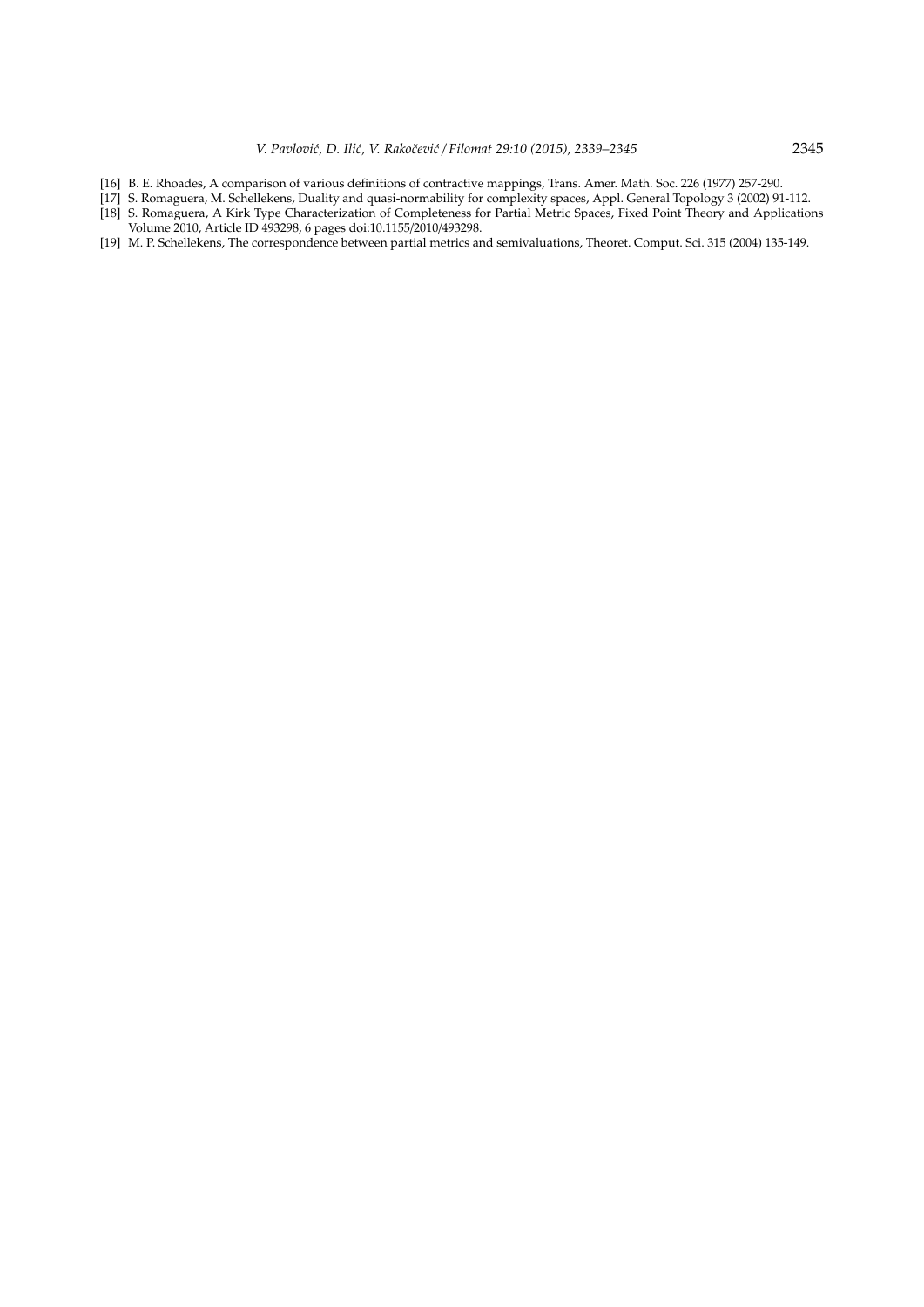[16] B. E. Rhoades, A comparison of various definitions of contractive mappings, Trans. Amer. Math. Soc. 226 (1977) 257-290.

[17] S. Romaguera, M. Schellekens, Duality and quasi-normability for complexity spaces, Appl. General Topology 3 (2002) 91-112.

[18] S. Romaguera, A Kirk Type Characterization of Completeness for Partial Metric Spaces, Fixed Point Theory and Applications Volume 2010, Article ID 493298, 6 pages doi:10.1155/2010/493298.

[19] M. P. Schellekens, The correspondence between partial metrics and semivaluations, Theoret. Comput. Sci. 315 (2004) 135-149.